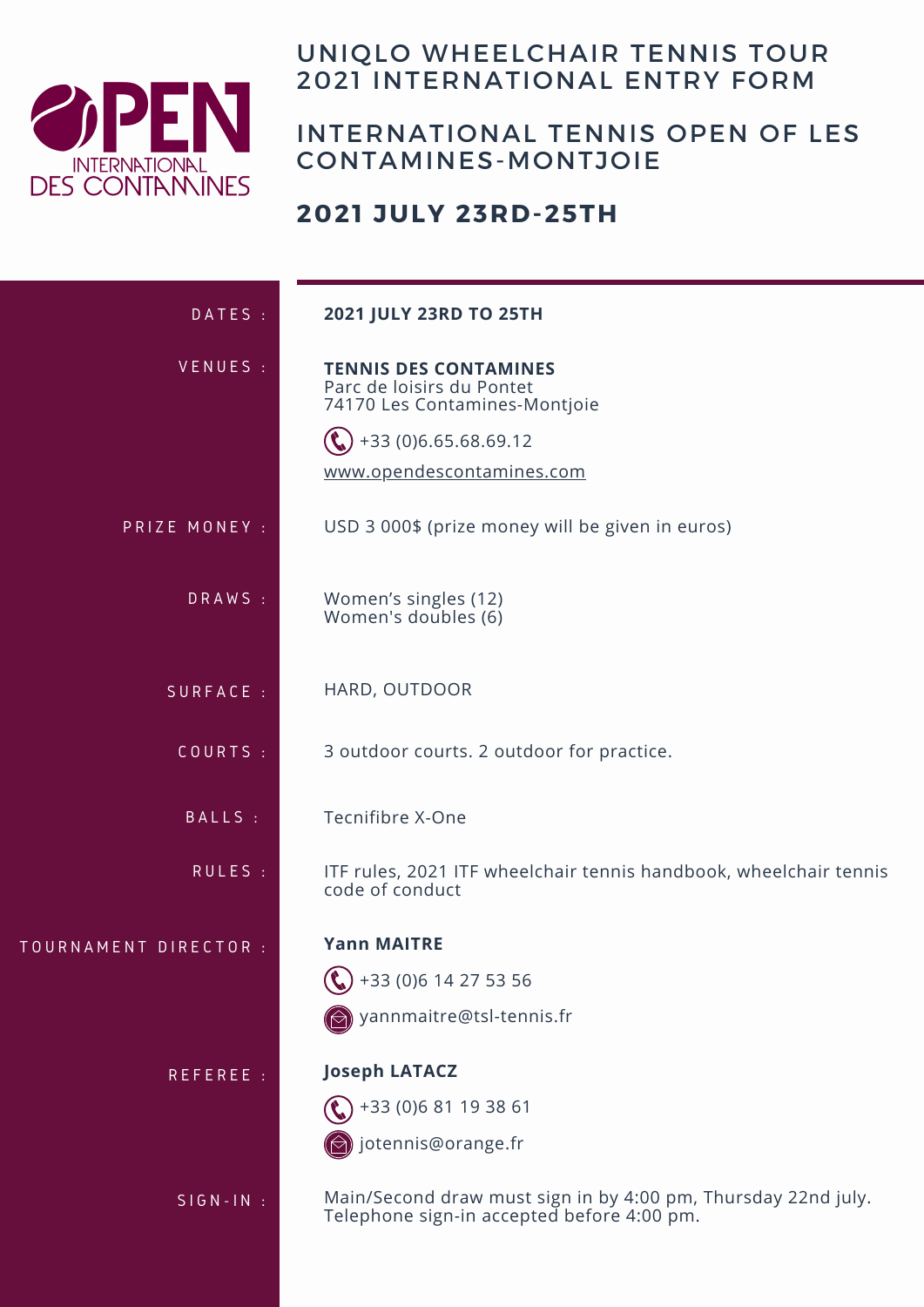OPEN INTERNATIONAL DES CONTAMINES

# UNIQLO WHEELCHAIR TENNIS TOUR 2021 INTERNATIONAL ENTRY FORM

## INTERNATIONAL TENNIS OPEN OF LES CONTAMINES-MONTJOIE

## 2021 JULY 23RD-25TH

**DATES :** **2021 JULY 23RD TO 25TH**

**VENUES :** **TENNIS DES CONTAMINES**
Parc de loisirs du Pontet
74170 Les Contamines-Montjoie

+33 (0)6.65.68.69.12

www.opendescontamines.com

**PRIZE MONEY :** USD 3 000$ (prize money will be given in euros)

**DRAWS :** Women's singles (12)
Women's doubles (6)

**SURFACE :** HARD, OUTDOOR

**COURTS :** 3 outdoor courts. 2 outdoor for practice.

**BALLS :** Tecnifibre X-One

**RULES :** ITF rules, 2021 ITF wheelchair tennis handbook, wheelchair tennis code of conduct

**TOURNAMENT DIRECTOR :** **Yann MAITRE**

+33 (0)6 14 27 53 56

yannmaitre@tsl-tennis.fr

**REFEREE :** **Joseph LATACZ**

+33 (0)6 81 19 38 61

jotennis@orange.fr

**SIGN-IN :** Main/Second draw must sign in by 4:00 pm, Thursday 22nd july. Telephone sign-in accepted before 4:00 pm.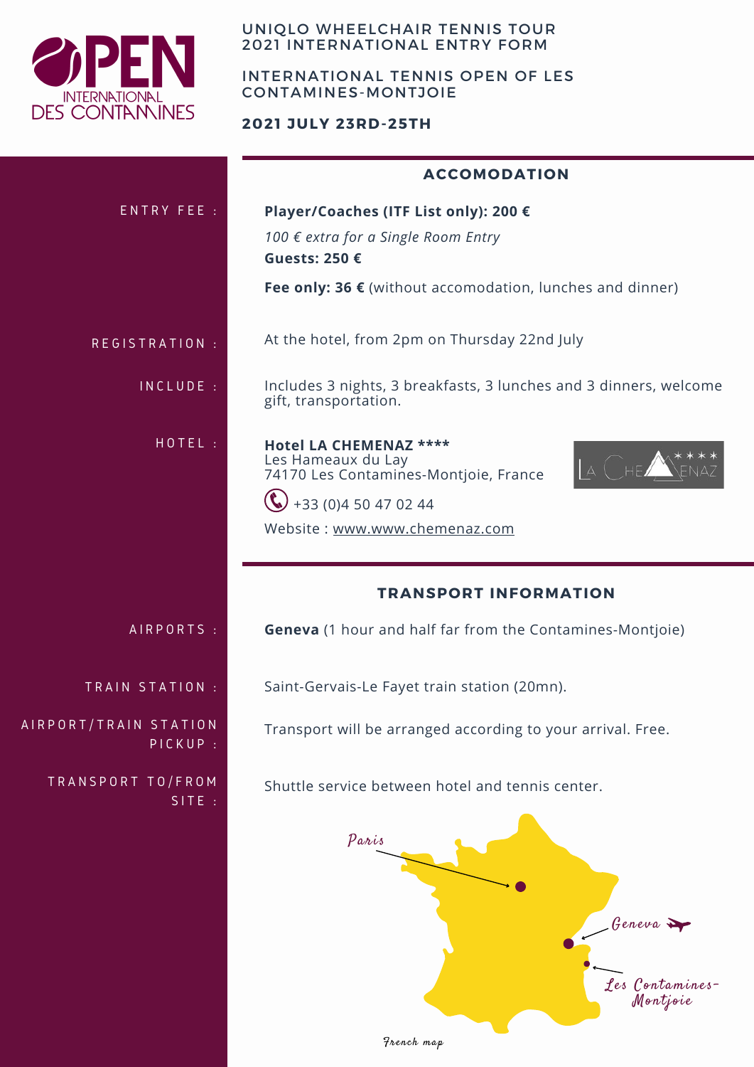OPEN INTERNATIONAL DES CONTAMINES

# UNIQLO WHEELCHAIR TENNIS TOUR 2021 INTERNATIONAL ENTRY FORM

## INTERNATIONAL TENNIS OPEN OF LES CONTAMINES-MONTJOIE

**2021 JULY 23RD-25TH**

## ACCOMODATION

ENTRY FEE :

**Player/Coaches (ITF List only): 200 €**

*100 € extra for a Single Room Entry*

**Guests: 250 €**

**Fee only: 36 €** (without accomodation, lunches and dinner)

REGISTRATION :

At the hotel, from 2pm on Thursday 22nd July

INCLUDE :

Includes 3 nights, 3 breakfasts, 3 lunches and 3 dinners, welcome gift, transportation.

HOTEL :

**Hotel LA CHEMENAZ ****
Les Hameaux du Lay
74170 Les Contamines-Montjoie, France

+33 (0)4 50 47 02 44

Website : www.www.chemenaz.com

## TRANSPORT INFORMATION

AIRPORTS :

**Geneva** (1 hour and half far from the Contamines-Montjoie)

TRAIN STATION :

Saint-Gervais-Le Fayet train station (20mn).

AIRPORT/TRAIN STATION PICKUP :

Transport will be arranged according to your arrival. Free.

TRANSPORT TO/FROM SITE :

Shuttle service between hotel and tennis center.

Paris

Geneva

Les Contamines-Montjoie

French map